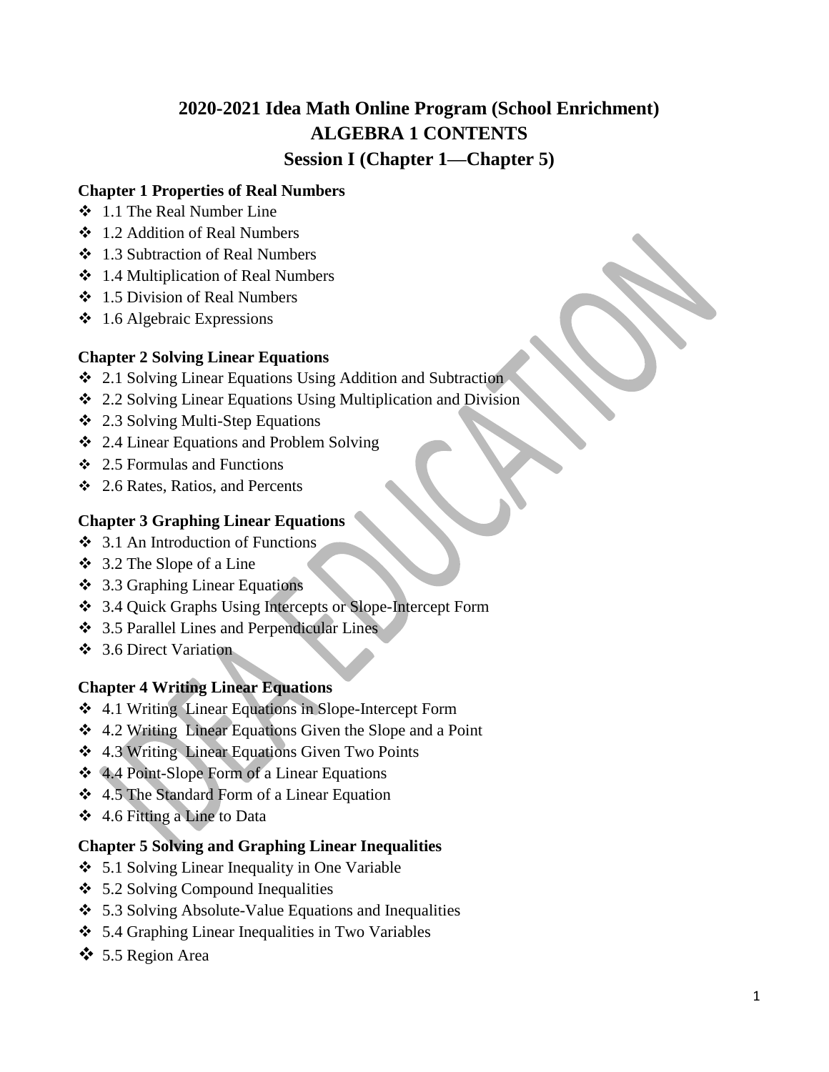# 2020-2021 Idea Math Online Program (School Enrichment)
# ALGEBRA 1 CONTENTS
## Session I (Chapter 1—Chapter 5)

**Chapter 1 Properties of Real Numbers**

- 1.1 The Real Number Line
- 1.2 Addition of Real Numbers
- 1.3 Subtraction of Real Numbers
- 1.4 Multiplication of Real Numbers
- 1.5 Division of Real Numbers
- 1.6 Algebraic Expressions

**Chapter 2 Solving Linear Equations**

- 2.1 Solving Linear Equations Using Addition and Subtraction
- 2.2 Solving Linear Equations Using Multiplication and Division
- 2.3 Solving Multi-Step Equations
- 2.4 Linear Equations and Problem Solving
- 2.5 Formulas and Functions
- 2.6 Rates, Ratios, and Percents

**Chapter 3 Graphing Linear Equations**

- 3.1 An Introduction of Functions
- 3.2 The Slope of a Line
- 3.3 Graphing Linear Equations
- 3.4 Quick Graphs Using Intercepts or Slope-Intercept Form
- 3.5 Parallel Lines and Perpendicular Lines
- 3.6 Direct Variation

**Chapter 4 Writing Linear Equations**

- 4.1 Writing Linear Equations in Slope-Intercept Form
- 4.2 Writing Linear Equations Given the Slope and a Point
- 4.3 Writing Linear Equations Given Two Points
- 4.4 Point-Slope Form of a Linear Equations
- 4.5 The Standard Form of a Linear Equation
- 4.6 Fitting a Line to Data

**Chapter 5 Solving and Graphing Linear Inequalities**

- 5.1 Solving Linear Inequality in One Variable
- 5.2 Solving Compound Inequalities
- 5.3 Solving Absolute-Value Equations and Inequalities
- 5.4 Graphing Linear Inequalities in Two Variables
- 5.5 Region Area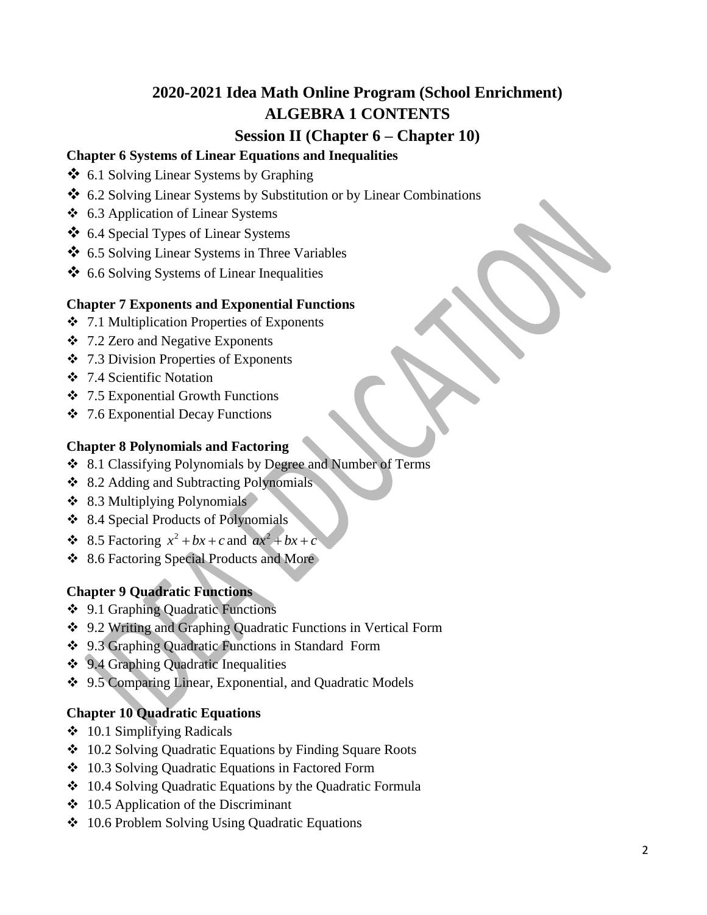# 2020-2021 Idea Math Online Program (School Enrichment)

# ALGEBRA 1 CONTENTS

## Session II (Chapter 6 – Chapter 10)

### Chapter 6 Systems of Linear Equations and Inequalities

- 6.1 Solving Linear Systems by Graphing
- 6.2 Solving Linear Systems by Substitution or by Linear Combinations
- 6.3 Application of Linear Systems
- 6.4 Special Types of Linear Systems
- 6.5 Solving Linear Systems in Three Variables
- 6.6 Solving Systems of Linear Inequalities

### Chapter 7 Exponents and Exponential Functions

- 7.1 Multiplication Properties of Exponents
- 7.2 Zero and Negative Exponents
- 7.3 Division Properties of Exponents
- 7.4 Scientific Notation
- 7.5 Exponential Growth Functions
- 7.6 Exponential Decay Functions

### Chapter 8 Polynomials and Factoring

- 8.1 Classifying Polynomials by Degree and Number of Terms
- 8.2 Adding and Subtracting Polynomials
- 8.3 Multiplying Polynomials
- 8.4 Special Products of Polynomials
- 8.5 Factoring $x^2 + bx + c$ and $ax^2 + bx + c$
- 8.6 Factoring Special Products and More

### Chapter 9 Quadratic Functions

- 9.1 Graphing Quadratic Functions
- 9.2 Writing and Graphing Quadratic Functions in Vertical Form
- 9.3 Graphing Quadratic Functions in Standard Form
- 9.4 Graphing Quadratic Inequalities
- 9.5 Comparing Linear, Exponential, and Quadratic Models

### Chapter 10 Quadratic Equations

- 10.1 Simplifying Radicals
- 10.2 Solving Quadratic Equations by Finding Square Roots
- 10.3 Solving Quadratic Equations in Factored Form
- 10.4 Solving Quadratic Equations by the Quadratic Formula
- 10.5 Application of the Discriminant
- 10.6 Problem Solving Using Quadratic Equations